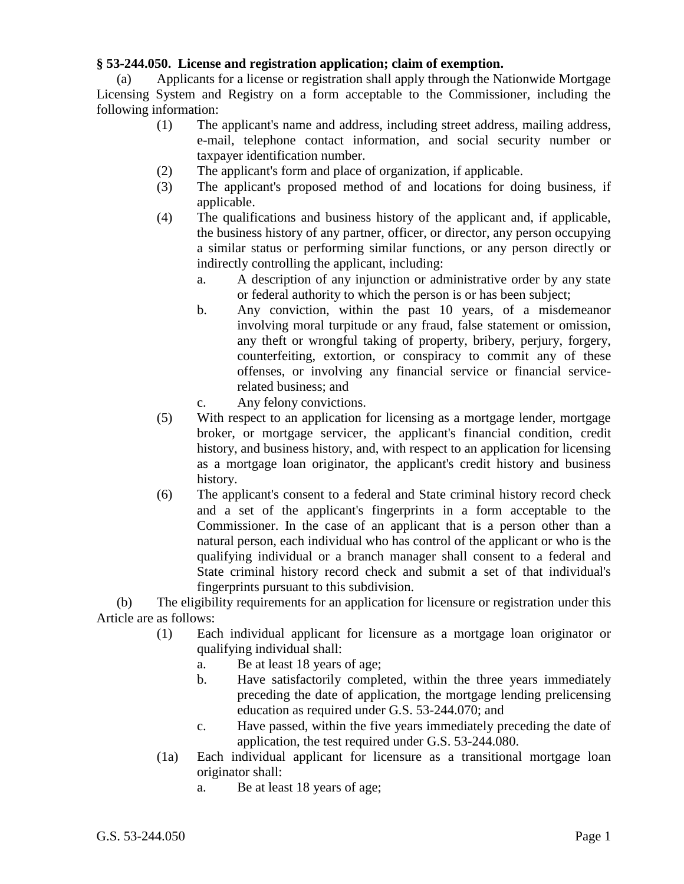**§ 53-244.050. License and registration application; claim of exemption.**

(a) Applicants for a license or registration shall apply through the Nationwide Mortgage Licensing System and Registry on a form acceptable to the Commissioner, including the following information:

(1) The applicant's name and address, including street address, mailing address, e-mail, telephone contact information, and social security number or taxpayer identification number.

(2) The applicant's form and place of organization, if applicable.

(3) The applicant's proposed method of and locations for doing business, if applicable.

(4) The qualifications and business history of the applicant and, if applicable, the business history of any partner, officer, or director, any person occupying a similar status or performing similar functions, or any person directly or indirectly controlling the applicant, including:

a. A description of any injunction or administrative order by any state or federal authority to which the person is or has been subject;

b. Any conviction, within the past 10 years, of a misdemeanor involving moral turpitude or any fraud, false statement or omission, any theft or wrongful taking of property, bribery, perjury, forgery, counterfeiting, extortion, or conspiracy to commit any of these offenses, or involving any financial service or financial service-related business; and

c. Any felony convictions.

(5) With respect to an application for licensing as a mortgage lender, mortgage broker, or mortgage servicer, the applicant's financial condition, credit history, and business history, and, with respect to an application for licensing as a mortgage loan originator, the applicant's credit history and business history.

(6) The applicant's consent to a federal and State criminal history record check and a set of the applicant's fingerprints in a form acceptable to the Commissioner. In the case of an applicant that is a person other than a natural person, each individual who has control of the applicant or who is the qualifying individual or a branch manager shall consent to a federal and State criminal history record check and submit a set of that individual's fingerprints pursuant to this subdivision.

(b) The eligibility requirements for an application for licensure or registration under this Article are as follows:

(1) Each individual applicant for licensure as a mortgage loan originator or qualifying individual shall:

a. Be at least 18 years of age;

b. Have satisfactorily completed, within the three years immediately preceding the date of application, the mortgage lending prelicensing education as required under G.S. 53-244.070; and

c. Have passed, within the five years immediately preceding the date of application, the test required under G.S. 53-244.080.

(1a) Each individual applicant for licensure as a transitional mortgage loan originator shall:

a. Be at least 18 years of age;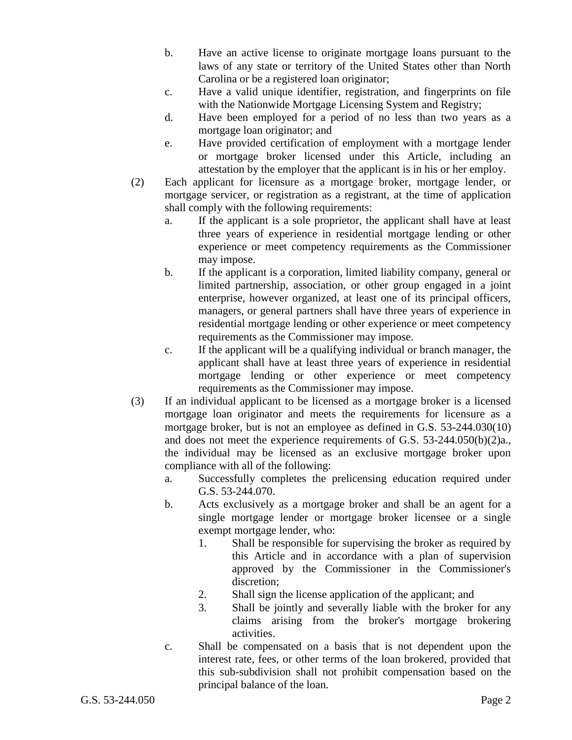b. Have an active license to originate mortgage loans pursuant to the laws of any state or territory of the United States other than North Carolina or be a registered loan originator;

c. Have a valid unique identifier, registration, and fingerprints on file with the Nationwide Mortgage Licensing System and Registry;

d. Have been employed for a period of no less than two years as a mortgage loan originator; and

e. Have provided certification of employment with a mortgage lender or mortgage broker licensed under this Article, including an attestation by the employer that the applicant is in his or her employ.

(2) Each applicant for licensure as a mortgage broker, mortgage lender, or mortgage servicer, or registration as a registrant, at the time of application shall comply with the following requirements:

a. If the applicant is a sole proprietor, the applicant shall have at least three years of experience in residential mortgage lending or other experience or meet competency requirements as the Commissioner may impose.

b. If the applicant is a corporation, limited liability company, general or limited partnership, association, or other group engaged in a joint enterprise, however organized, at least one of its principal officers, managers, or general partners shall have three years of experience in residential mortgage lending or other experience or meet competency requirements as the Commissioner may impose.

c. If the applicant will be a qualifying individual or branch manager, the applicant shall have at least three years of experience in residential mortgage lending or other experience or meet competency requirements as the Commissioner may impose.

(3) If an individual applicant to be licensed as a mortgage broker is a licensed mortgage loan originator and meets the requirements for licensure as a mortgage broker, but is not an employee as defined in G.S. 53-244.030(10) and does not meet the experience requirements of G.S. 53-244.050(b)(2)a., the individual may be licensed as an exclusive mortgage broker upon compliance with all of the following:

a. Successfully completes the prelicensing education required under G.S. 53-244.070.

b. Acts exclusively as a mortgage broker and shall be an agent for a single mortgage lender or mortgage broker licensee or a single exempt mortgage lender, who:

1. Shall be responsible for supervising the broker as required by this Article and in accordance with a plan of supervision approved by the Commissioner in the Commissioner's discretion;
2. Shall sign the license application of the applicant; and
3. Shall be jointly and severally liable with the broker for any claims arising from the broker's mortgage brokering activities.

c. Shall be compensated on a basis that is not dependent upon the interest rate, fees, or other terms of the loan brokered, provided that this sub-subdivision shall not prohibit compensation based on the principal balance of the loan.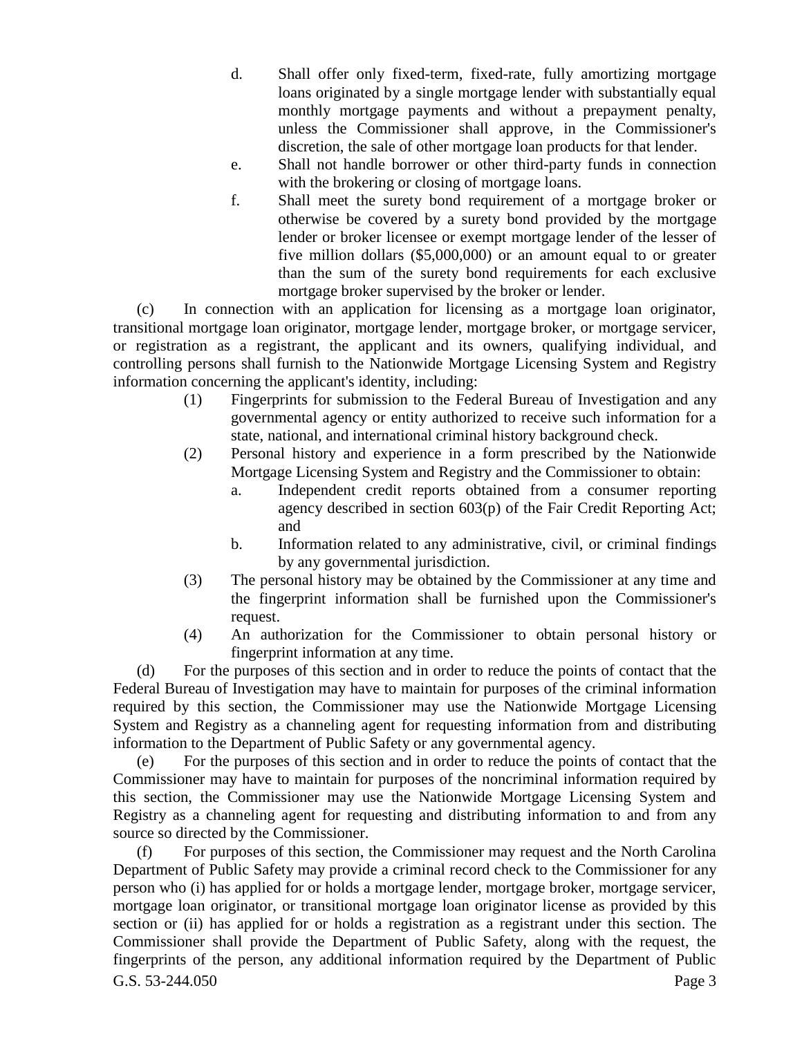d. Shall offer only fixed-term, fixed-rate, fully amortizing mortgage loans originated by a single mortgage lender with substantially equal monthly mortgage payments and without a prepayment penalty, unless the Commissioner shall approve, in the Commissioner's discretion, the sale of other mortgage loan products for that lender.

e. Shall not handle borrower or other third-party funds in connection with the brokering or closing of mortgage loans.

f. Shall meet the surety bond requirement of a mortgage broker or otherwise be covered by a surety bond provided by the mortgage lender or broker licensee or exempt mortgage lender of the lesser of five million dollars ($5,000,000) or an amount equal to or greater than the sum of the surety bond requirements for each exclusive mortgage broker supervised by the broker or lender.

(c) In connection with an application for licensing as a mortgage loan originator, transitional mortgage loan originator, mortgage lender, mortgage broker, or mortgage servicer, or registration as a registrant, the applicant and its owners, qualifying individual, and controlling persons shall furnish to the Nationwide Mortgage Licensing System and Registry information concerning the applicant's identity, including:

(1) Fingerprints for submission to the Federal Bureau of Investigation and any governmental agency or entity authorized to receive such information for a state, national, and international criminal history background check.

(2) Personal history and experience in a form prescribed by the Nationwide Mortgage Licensing System and Registry and the Commissioner to obtain:

a. Independent credit reports obtained from a consumer reporting agency described in section 603(p) of the Fair Credit Reporting Act; and

b. Information related to any administrative, civil, or criminal findings by any governmental jurisdiction.

(3) The personal history may be obtained by the Commissioner at any time and the fingerprint information shall be furnished upon the Commissioner's request.

(4) An authorization for the Commissioner to obtain personal history or fingerprint information at any time.

(d) For the purposes of this section and in order to reduce the points of contact that the Federal Bureau of Investigation may have to maintain for purposes of the criminal information required by this section, the Commissioner may use the Nationwide Mortgage Licensing System and Registry as a channeling agent for requesting information from and distributing information to the Department of Public Safety or any governmental agency.

(e) For the purposes of this section and in order to reduce the points of contact that the Commissioner may have to maintain for purposes of the noncriminal information required by this section, the Commissioner may use the Nationwide Mortgage Licensing System and Registry as a channeling agent for requesting and distributing information to and from any source so directed by the Commissioner.

(f) For purposes of this section, the Commissioner may request and the North Carolina Department of Public Safety may provide a criminal record check to the Commissioner for any person who (i) has applied for or holds a mortgage lender, mortgage broker, mortgage servicer, mortgage loan originator, or transitional mortgage loan originator license as provided by this section or (ii) has applied for or holds a registration as a registrant under this section. The Commissioner shall provide the Department of Public Safety, along with the request, the fingerprints of the person, any additional information required by the Department of Public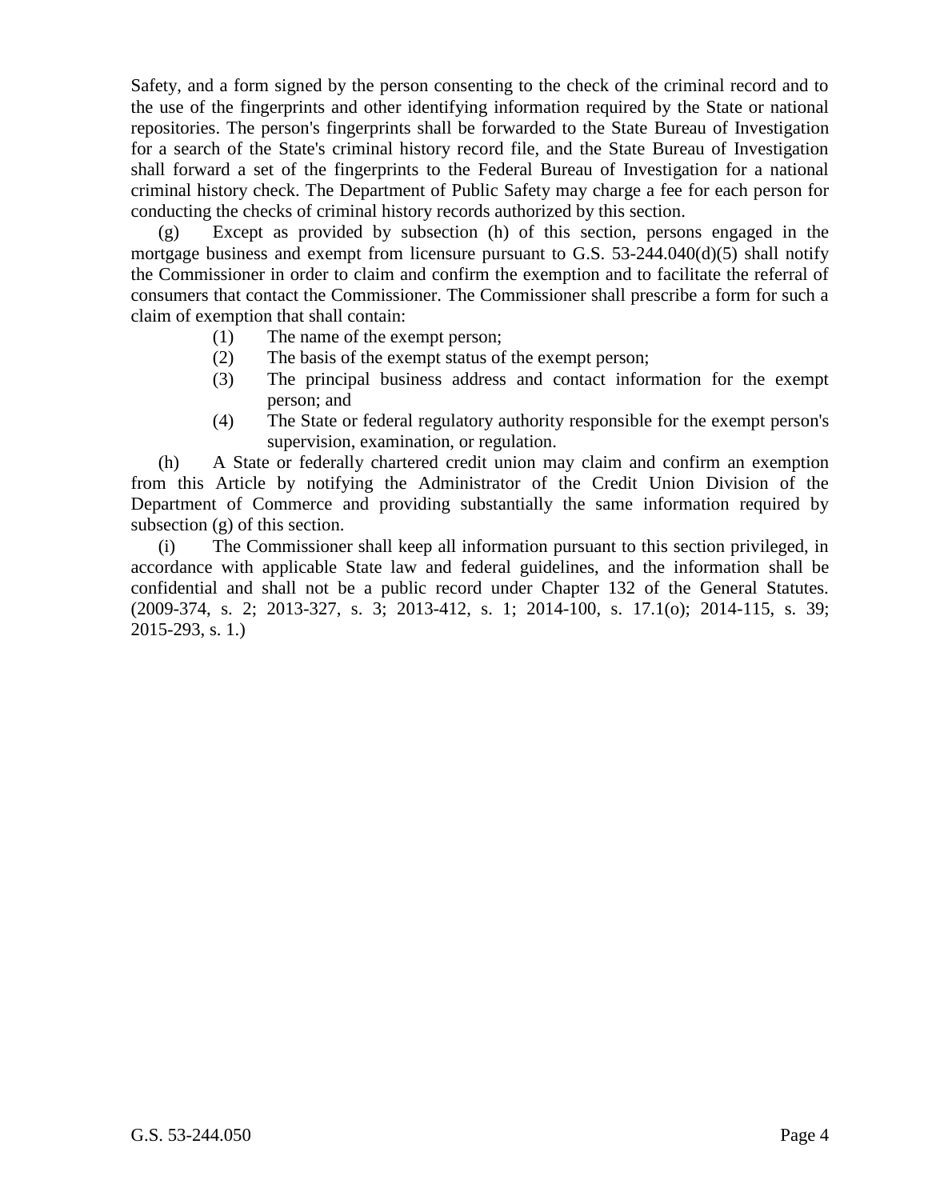Safety, and a form signed by the person consenting to the check of the criminal record and to the use of the fingerprints and other identifying information required by the State or national repositories. The person's fingerprints shall be forwarded to the State Bureau of Investigation for a search of the State's criminal history record file, and the State Bureau of Investigation shall forward a set of the fingerprints to the Federal Bureau of Investigation for a national criminal history check. The Department of Public Safety may charge a fee for each person for conducting the checks of criminal history records authorized by this section.

(g) Except as provided by subsection (h) of this section, persons engaged in the mortgage business and exempt from licensure pursuant to G.S. 53-244.040(d)(5) shall notify the Commissioner in order to claim and confirm the exemption and to facilitate the referral of consumers that contact the Commissioner. The Commissioner shall prescribe a form for such a claim of exemption that shall contain:

(1) The name of the exempt person;
(2) The basis of the exempt status of the exempt person;
(3) The principal business address and contact information for the exempt person; and
(4) The State or federal regulatory authority responsible for the exempt person's supervision, examination, or regulation.

(h) A State or federally chartered credit union may claim and confirm an exemption from this Article by notifying the Administrator of the Credit Union Division of the Department of Commerce and providing substantially the same information required by subsection (g) of this section.

(i) The Commissioner shall keep all information pursuant to this section privileged, in accordance with applicable State law and federal guidelines, and the information shall be confidential and shall not be a public record under Chapter 132 of the General Statutes. (2009-374, s. 2; 2013-327, s. 3; 2013-412, s. 1; 2014-100, s. 17.1(o); 2014-115, s. 39; 2015-293, s. 1.)